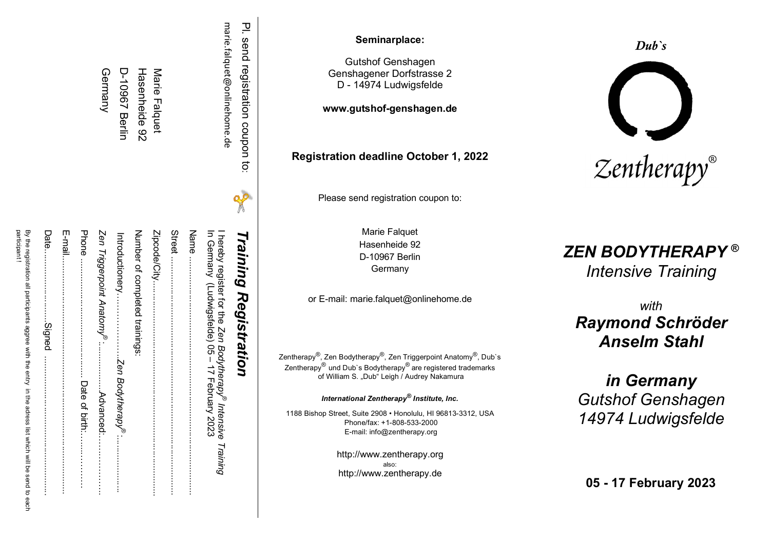Pl. send registration coupon to:

marie.falquet@onlinehome.de

Marie Falquet
Hasenheide 92
D-10967 Berlin
Germany

## Training Registration

I hereby register for the *Zen Bodytherapy® Intensive Training* In Germany (Ludwigsfelde) 05 – 17 February 2023

Name ..........................................................................

Street .........................................................................

Zipcode/City..............................................................

Number of completed trainings:

Introductionery.................*Zen Bodytherapy®*...............

*Zen Triggerpoint Anatomy®*: ...............Advanced:..................

Phone .................................Date of birth:................

E-mail.........................................................................

Date.........................Signed .............................................

By the registration all participants aggree with the entry in the adress list which will be send to each participant !

**Seminarplace:**

Gutshof Genshagen
Genshagener Dorfstrasse 2
D - 14974 Ludwigsfelde

**www.gutshof-genshagen.de**

**Registration deadline October 1, 2022**

Please send registration coupon to:

Marie Falquet
Hasenheide 92
D-10967 Berlin
Germany

or E-mail: marie.falquet@onlinehome.de

Zentherapy®, Zen Bodytherapy®, Zen Triggerpoint Anatomy®, Dub`s Zentherapy® und Dub`s Bodytherapy® are registered trademarks of William S. „Dub" Leigh / Audrey Nakamura

***International Zentherapy® Institute, Inc.***

1188 Bishop Street, Suite 2908 • Honolulu, HI 96813-3312, USA
Phone/fax: +1-808-533-2000
E-mail: info@zentherapy.org

http://www.zentherapy.org
also:
http://www.zentherapy.de

***Dub`s***

*Zentherapy®*

# *ZEN BODYTHERAPY ®*

## *Intensive Training*

*with*

## *Raymond Schröder*
## *Anselm Stahl*

## *in Germany*

*Gutshof Genshagen*
*14974 Ludwigsfelde*

**05 - 17 February 2023**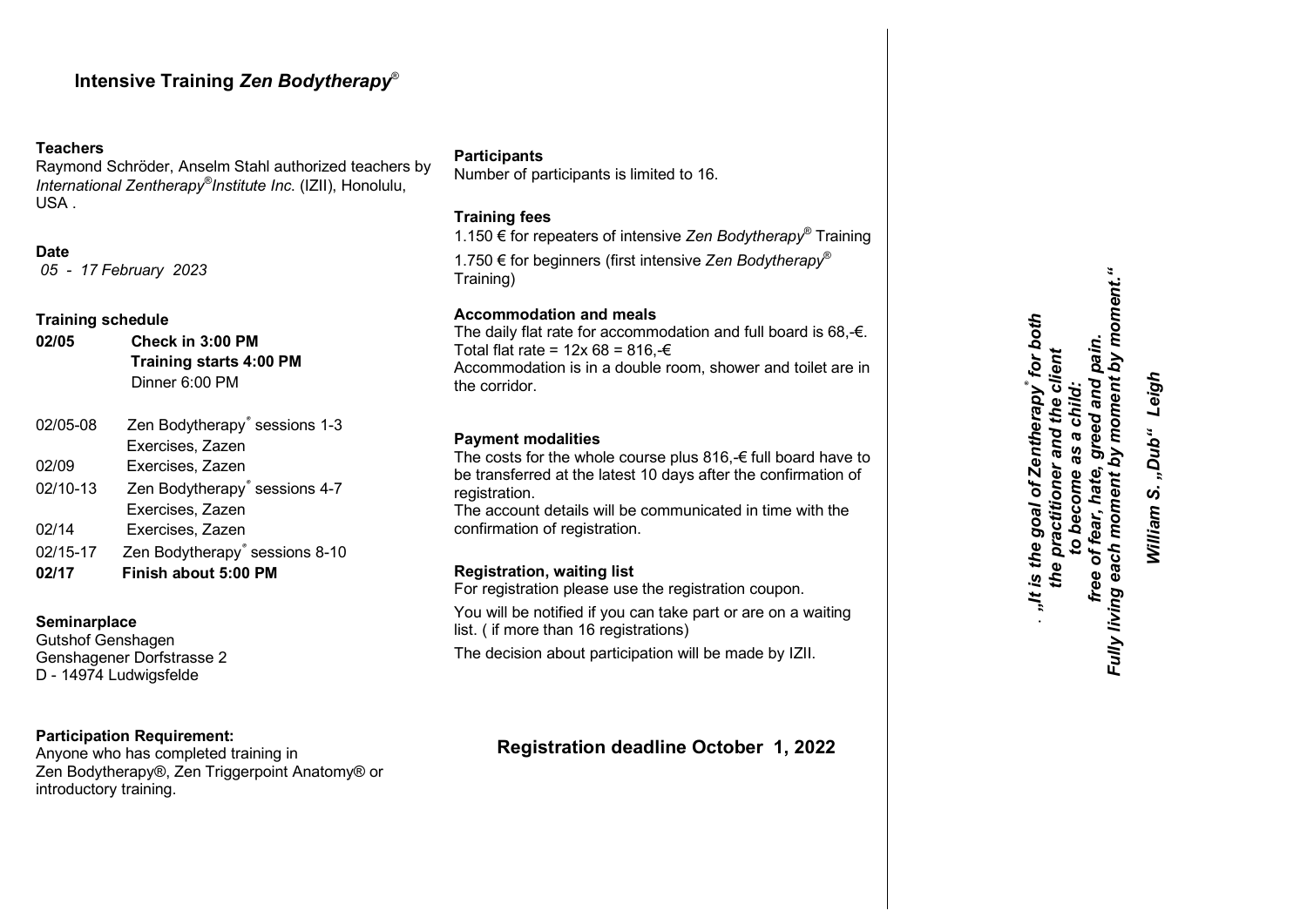## Intensive Training *Zen Bodytherapy*®

**Teachers**
Raymond Schröder, Anselm Stahl authorized teachers by *International Zentherapy®Institute Inc.* (IZII), Honolulu, USA .

**Date**
*05 - 17 February 2023*

**Training schedule**

| | |
|---|---|
| **02/05** | **Check in 3:00 PM** |
| | **Training starts 4:00 PM** |
| | Dinner 6:00 PM |
| 02/05-08 | Zen Bodytherapy® sessions 1-3 |
| | Exercises, Zazen |
| 02/09 | Exercises, Zazen |
| 02/10-13 | Zen Bodytherapy® sessions 4-7 |
| | Exercises, Zazen |
| 02/14 | Exercises, Zazen |
| 02/15-17 | Zen Bodytherapy® sessions 8-10 |
| **02/17** | **Finish about 5:00 PM** |

**Seminarplace**
Gutshof Genshagen
Genshagener Dorfstrasse 2
D - 14974 Ludwigsfelde

**Participation Requirement:**
Anyone who has completed training in Zen Bodytherapy®, Zen Triggerpoint Anatomy® or introductory training.

**Participants**
Number of participants is limited to 16.

**Training fees**
1.150 € for repeaters of intensive *Zen Bodytherapy*® Training
1.750 € for beginners (first intensive *Zen Bodytherapy*® Training)

**Accommodation and meals**
The daily flat rate for accommodation and full board is 68,-€.
Total flat rate = 12x 68 = 816,-€
Accommodation is in a double room, shower and toilet are in the corridor.

**Payment modalities**
The costs for the whole course plus 816,-€ full board have to be transferred at the latest 10 days after the confirmation of registration.
The account details will be communicated in time with the confirmation of registration.

**Registration, waiting list**
For registration please use the registration coupon.

You will be notified if you can take part or are on a waiting list. ( if more than 16 registrations)

The decision about participation will be made by IZII.

**Registration deadline October 1, 2022**

***„It is the goal of Zentherapy® for both the practitioner and the client to become as a child: free of fear, hate, greed and pain. Fully living each moment by moment by moment."***

***William S. „Dub" Leigh***